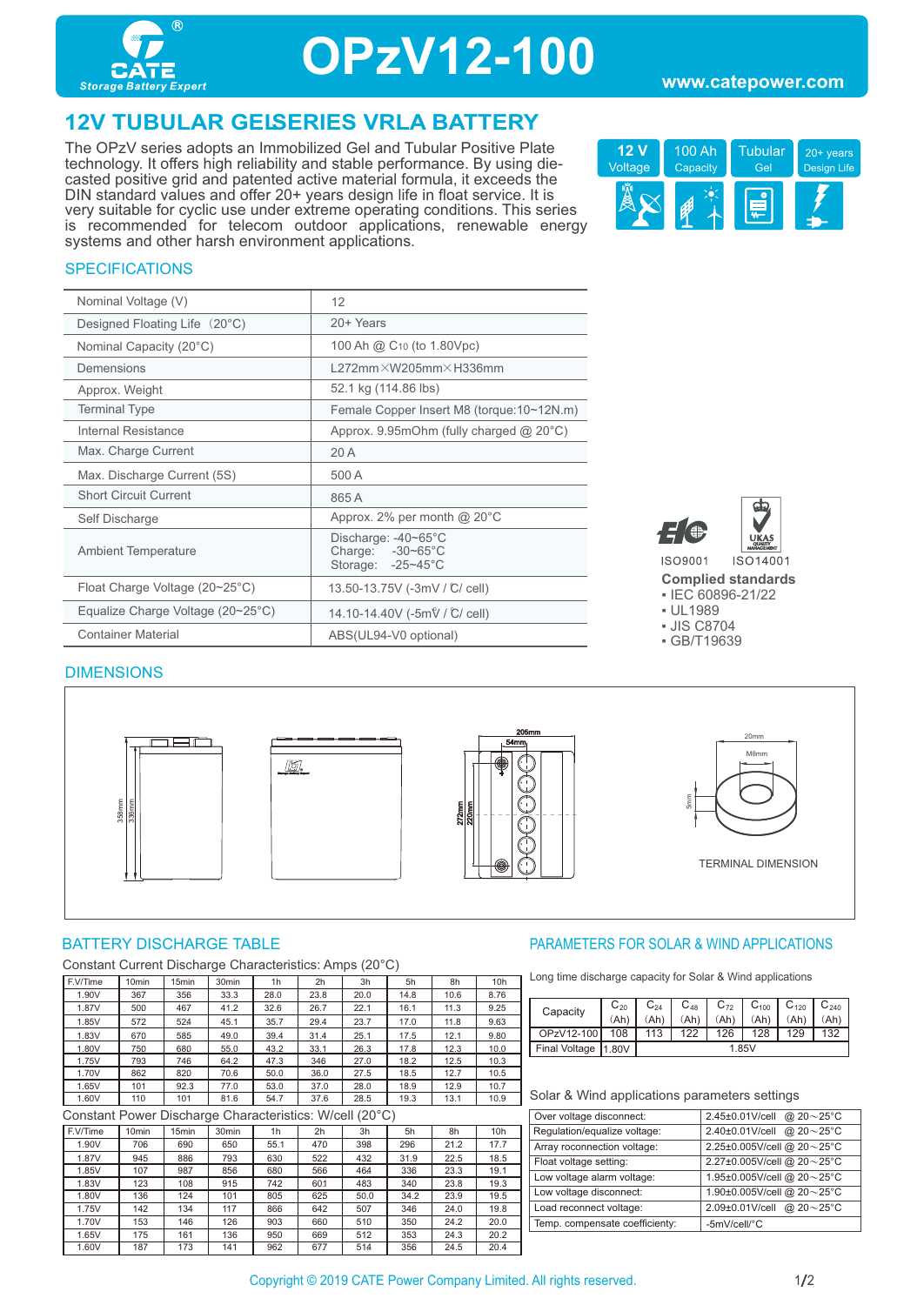# OPzV12-100

Storage Battery Expert

www.catepower.com

## 12V TUBULAR GELSERIES VRLA BATTERY

The OPzV series adopts an Immobilized Gel and Tubular Positive Plate technology. It offers high reliability and stable performance. By using die-casted positive grid and patented active material formula, it exceeds the DIN standard values and offer 20+ years design life in float service. It is very suitable for cyclic use under extreme operating conditions. This series is recommended for telecom outdoor applications, renewable energy systems and other harsh environment applications.

| 12 V Voltage | 100 Ah Capacity | Tubular Gel | 20+ years Design Life |
|---|---|---|---|

### SPECIFICATIONS

| | |
|---|---|
| Nominal Voltage (V) | 12 |
| Designed Floating Life（20°C) | 20+ Years |
| Nominal Capacity (20°C) | 100 Ah @ $C_{10}$ (to 1.80Vpc) |
| Demensions | L272mm×W205mm×H336mm |
| Approx. Weight | 52.1 kg (114.86 lbs) |
| Terminal Type | Female Copper Insert M8 (torque:10~12N.m) |
| Internal Resistance | Approx. 9.95mOhm (fully charged @ 20°C) |
| Max. Charge Current | 20 A |
| Max. Discharge Current (5S) | 500 A |
| Short Circuit Current | 865 A |
| Self Discharge | Approx. 2% per month @ 20°C |
| Ambient Temperature | Discharge: -40~65°C<br>Charge: -30~65°C<br>Storage: -25~45°C |
| Float Charge Voltage (20~25°C) | 13.50-13.75V (-3mV / ℃/ cell) |
| Equalize Charge Voltage (20~25°C) | 14.10-14.40V (-5mV / ℃/ cell) |
| Container Material | ABS(UL94-V0 optional) |

ISO9001　ISO14001

**Complied standards**

- IEC 60896-21/22
- UL1989
- JIS C8704
- GB/T19639

### DIMENSIONS

358mm　336mm　205mm　54mm　272mm　220mm　20mm　M8mm　5mm

TERMINAL DIMENSION

### BATTERY DISCHARGE TABLE

Constant Current Discharge Characteristics: Amps (20°C)

| F.V/Time | 10min | 15min | 30min | 1h | 2h | 3h | 5h | 8h | 10h |
|---|---|---|---|---|---|---|---|---|---|
| 1.90V | 367 | 356 | 33.3 | 28.0 | 23.8 | 20.0 | 14.8 | 10.6 | 8.76 |
| 1.87V | 500 | 467 | 41.2 | 32.6 | 26.7 | 22.1 | 16.1 | 11.3 | 9.25 |
| 1.85V | 572 | 524 | 45.1 | 35.7 | 29.4 | 23.7 | 17.0 | 11.8 | 9.63 |
| 1.83V | 670 | 585 | 49.0 | 39.4 | 31.4 | 25.1 | 17.5 | 12.1 | 9.80 |
| 1.80V | 750 | 680 | 55.0 | 43.2 | 33.1 | 26.3 | 17.8 | 12.3 | 10.0 |
| 1.75V | 793 | 746 | 64.2 | 47.3 | 346 | 27.0 | 18.2 | 12.5 | 10.3 |
| 1.70V | 862 | 820 | 70.6 | 50.0 | 36.0 | 27.5 | 18.5 | 12.7 | 10.5 |
| 1.65V | 101 | 92.3 | 77.0 | 53.0 | 37.0 | 28.0 | 18.9 | 12.9 | 10.7 |
| 1.60V | 110 | 101 | 81.6 | 54.7 | 37.6 | 28.5 | 19.3 | 13.1 | 10.9 |

Constant Power Discharge Characteristics: W/cell (20°C)

| F.V/Time | 10min | 15min | 30min | 1h | 2h | 3h | 5h | 8h | 10h |
|---|---|---|---|---|---|---|---|---|---|
| 1.90V | 706 | 690 | 650 | 55.1 | 470 | 398 | 296 | 21.2 | 17.7 |
| 1.87V | 945 | 886 | 793 | 630 | 522 | 432 | 31.9 | 22.5 | 18.5 |
| 1.85V | 107 | 987 | 856 | 680 | 566 | 464 | 336 | 23.3 | 19.1 |
| 1.83V | 123 | 108 | 915 | 742 | 601 | 483 | 340 | 23.8 | 19.3 |
| 1.80V | 136 | 124 | 101 | 805 | 625 | 50.0 | 34.2 | 23.9 | 19.5 |
| 1.75V | 142 | 134 | 117 | 866 | 642 | 507 | 346 | 24.0 | 19.8 |
| 1.70V | 153 | 146 | 126 | 903 | 660 | 510 | 350 | 24.2 | 20.0 |
| 1.65V | 175 | 161 | 136 | 950 | 669 | 512 | 353 | 24.3 | 20.2 |
| 1.60V | 187 | 173 | 141 | 962 | 677 | 514 | 356 | 24.5 | 20.4 |

### PARAMETERS FOR SOLAR & WIND APPLICATIONS

Long time discharge capacity for Solar & Wind applications

| Capacity | $C_{20}$ (Ah) | $C_{24}$ (Ah) | $C_{48}$ (Ah) | $C_{72}$ (Ah) | $C_{100}$ (Ah) | $C_{120}$ (Ah) | $C_{240}$ (Ah) |
|---|---|---|---|---|---|---|---|
| OPzV12-100 | 108 | 113 | 122 | 126 | 128 | 129 | 132 |
| Final Voltage | 1.80V | 1.85V | | | | | |

Solar & Wind applications parameters settings

| | |
|---|---|
| Over voltage disconnect: | 2.45±0.01V/cell @ 20～25°C |
| Regulation/equalize voltage: | 2.40±0.01V/cell @ 20～25°C |
| Array reconnection voltage: | 2.25±0.005V/cell @ 20～25°C |
| Float voltage setting: | 2.27±0.005V/cell @ 20～25°C |
| Low voltage alarm voltage: | 1.95±0.005V/cell @ 20～25°C |
| Low voltage disconnect: | 1.90±0.005V/cell @ 20～25°C |
| Load reconnect voltage: | 2.09±0.01V/cell @ 20～25°C |
| Temp. compensate coefficiency: | -5mV/cell/°C |

Copyright © 2019 CATE Power Company Limited. All rights reserved.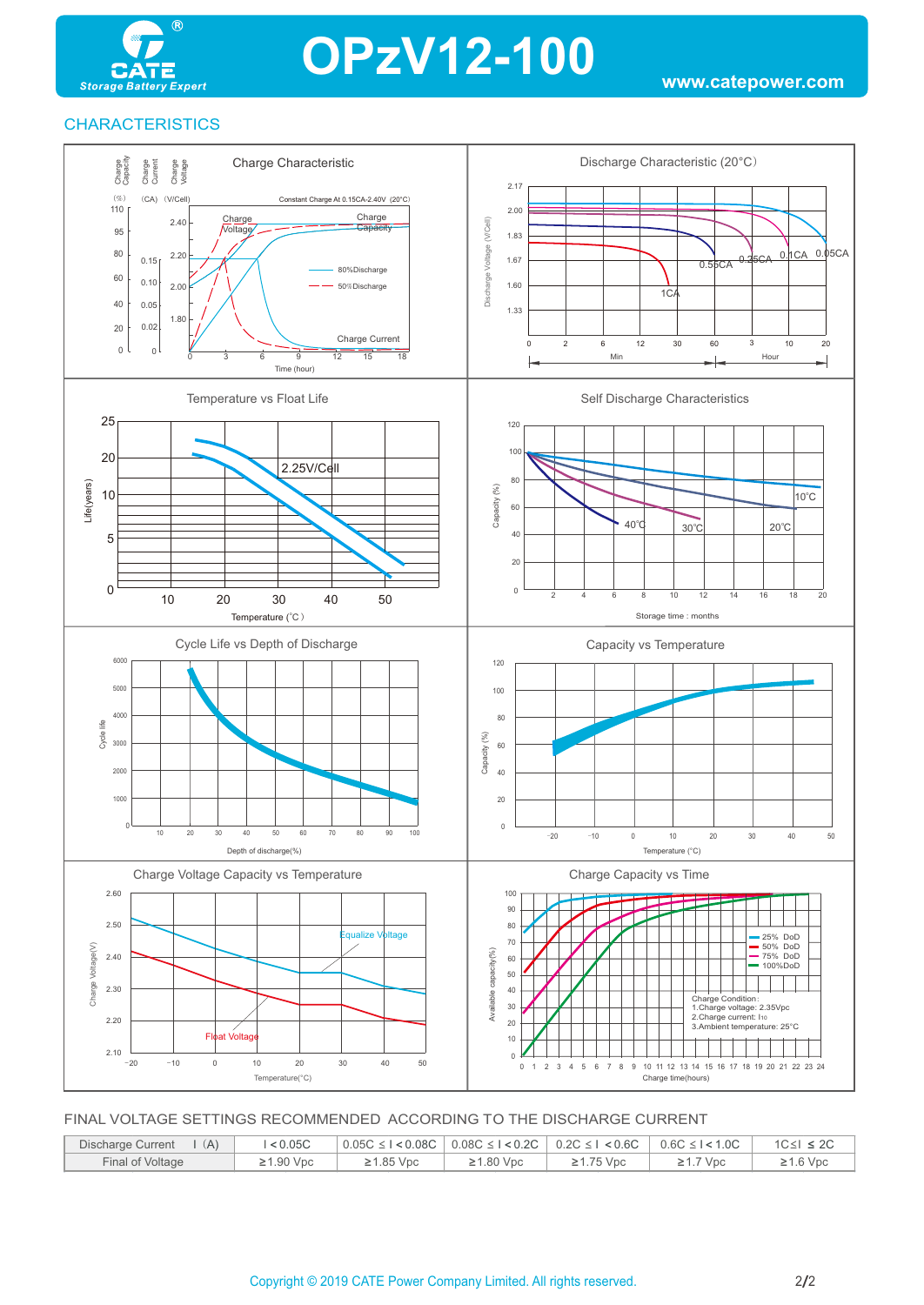# OPzV12-100

## CHARACTERISTICS

Charge Characteristic

Charge Capacity (%) Charge Current (CA) Charge Voltage (V/Cell)

Constant Charge At 0.15CA-2.40V (20°C)

110 95 80 60 40 20 0

0.15 0.10 0.05 0.02 0

2.40 2.20 2.00 1.80

Charge Voltage

Charge Capacity

80%Discharge

50%Discharge

Charge Current

0 3 6 9 12 15 18

Time (hour)

Discharge Characteristic (20°C)

Discharge Voltage (V/Cell)

2.17 2.00 1.83 1.67 1.60 1.33

1CA 0.55CA 0.25CA 0.1CA 0.05CA

0 2 6 12 30 60 3 10 20

Min Hour

Temperature vs Float Life

Life(years)

25 20 10 5 0

2.25V/Cell

10 20 30 40 50

Temperature (°C)

Self Discharge Characteristics

Capacity (%)

120 100 80 60 40 20 0

40°C 30°C 20°C 10°C

2 4 6 8 10 12 14 16 18 20

Storage time : months

Cycle Life vs Depth of Discharge

Cycle life

6000 5000 4000 3000 2000 1000 0

10 20 30 40 50 60 70 80 90 100

Depth of discharge(%)

Capacity vs Temperature

Capacity (%)

120 100 80 60 40 20 0

-20 -10 0 10 20 30 40 50

Temperature (°C)

Charge Voltage Capacity vs Temperature

Charge Voltage(V)

2.60 2.50 2.40 2.30 2.20 2.10

Equalize Voltage

Float Voltage

-20 -10 0 10 20 30 40 50

Temperature(°C)

Charge Capacity vs Time

Available capacity(%)

100 90 80 70 60 50 40 30 20 10 0

25% DoD
50% DoD
75% DoD
100%DoD

Charge Condition:
1.Charge voltage: 2.35Vpc
2.Charge current: I10
3.Ambient temperature: 25°C

0 1 2 3 4 5 6 7 8 9 10 11 12 13 14 15 16 17 18 19 20 21 22 23 24

Charge time(hours)

## FINAL VOLTAGE SETTINGS RECOMMENDED ACCORDING TO THE DISCHARGE CURRENT

| Discharge Current I (A) | I＜0.05C | 0.05C ≤ I＜0.08C | 0.08C ≤ I＜0.2C | 0.2C ≤ I ＜0.6C | 0.6C ≤ I＜1.0C | 1C≤I ≤ 2C |
|---|---|---|---|---|---|---|
| Final of Voltage | ≥1.90 Vpc | ≥1.85 Vpc | ≥1.80 Vpc | ≥1.75 Vpc | ≥1.7 Vpc | ≥1.6 Vpc |

Copyright © 2019 CATE Power Company Limited. All rights reserved.